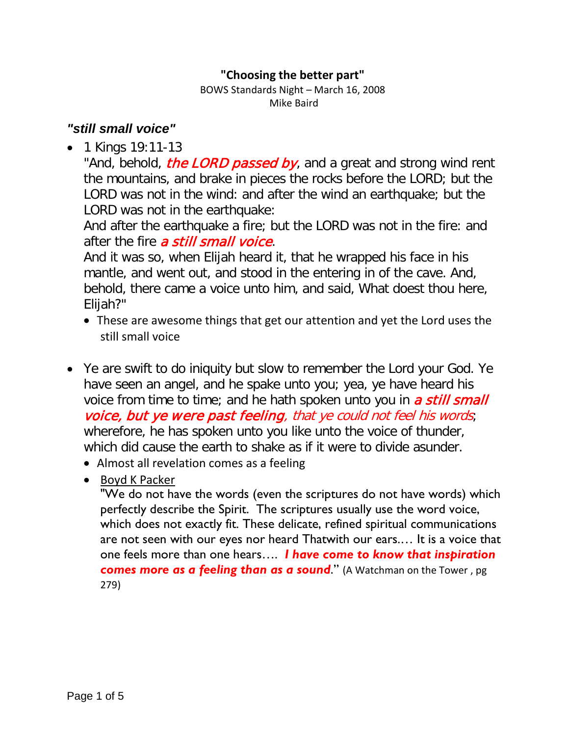**"Choosing the better part"**

BOWS Standards Night – March 16, 2008

Mike Baird

### *"still small voice"*

- 1 Kings 19:11-13

  "And, behold, ***the LORD passed by***, and a great and strong wind rent the mountains, and brake in pieces the rocks before the LORD; but the LORD was not in the wind: and after the wind an earthquake; but the LORD was not in the earthquake:

  And after the earthquake a fire; but the LORD was not in the fire: and after the fire ***a still small voice***.

  And it was so, when Elijah heard it, that he wrapped his face in his mantle, and went out, and stood in the entering in of the cave. And, behold, there came a voice unto him, and said, What doest thou here, Elijah?"

  - These are awesome things that get our attention and yet the Lord uses the still small voice

- Ye are swift to do iniquity but slow to remember the Lord your God. Ye have seen an angel, and he spake unto you; yea, ye have heard his voice from time to time; and he hath spoken unto you in ***a still small voice, but ye were past feeling****, that ye could not feel his words*; wherefore, he has spoken unto you like unto the voice of thunder, which did cause the earth to shake as if it were to divide asunder.

  - Almost all revelation comes as a feeling
  - Boyd K Packer

    "We do not have the words (even the scriptures do not have words) which perfectly describe the Spirit. The scriptures usually use the word voice, which does not exactly fit. These delicate, refined spiritual communications are not seen with our eyes nor heard Thatwith our ears.… It is a voice that one feels more than one hears…. ***I have come to know that inspiration comes more as a feeling than as a sound***." (A Watchman on the Tower , pg 279)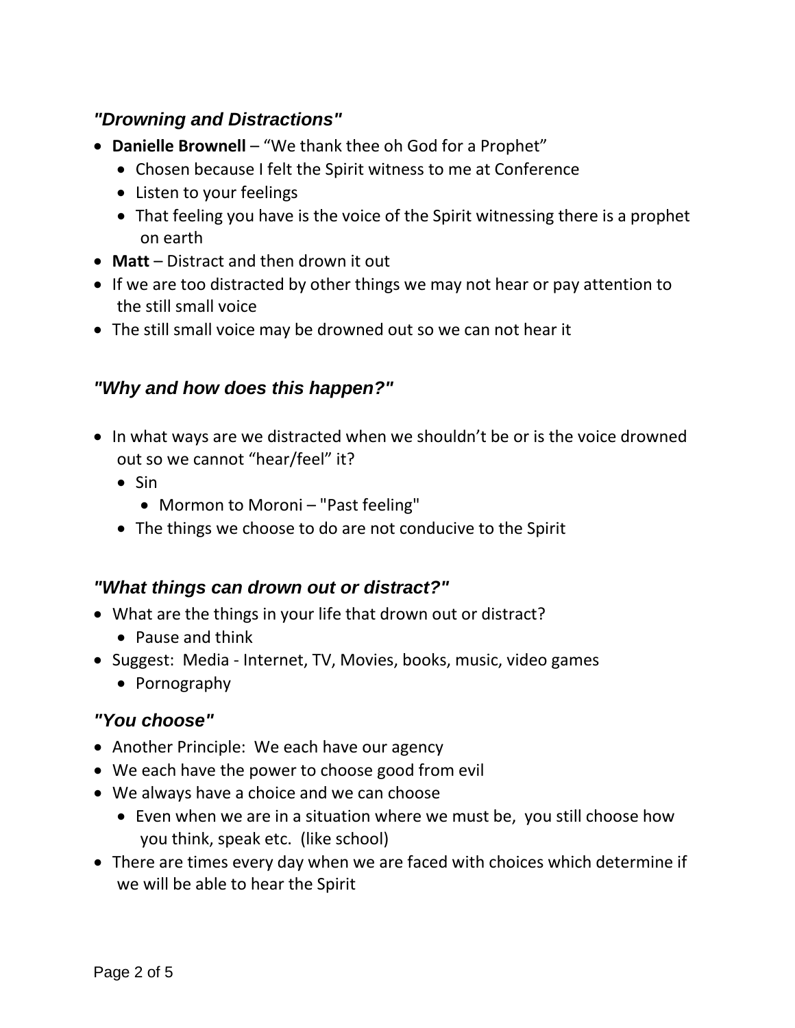### *"Drowning and Distractions"*

- **Danielle Brownell** – "We thank thee oh God for a Prophet"
  - Chosen because I felt the Spirit witness to me at Conference
  - Listen to your feelings
  - That feeling you have is the voice of the Spirit witnessing there is a prophet on earth
- **Matt** – Distract and then drown it out
- If we are too distracted by other things we may not hear or pay attention to the still small voice
- The still small voice may be drowned out so we can not hear it

### *"Why and how does this happen?"*

- In what ways are we distracted when we shouldn't be or is the voice drowned out so we cannot "hear/feel" it?
  - Sin
    - Mormon to Moroni – "Past feeling"
  - The things we choose to do are not conducive to the Spirit

### *"What things can drown out or distract?"*

- What are the things in your life that drown out or distract?
  - Pause and think
- Suggest: Media - Internet, TV, Movies, books, music, video games
  - Pornography

### *"You choose"*

- Another Principle: We each have our agency
- We each have the power to choose good from evil
- We always have a choice and we can choose
  - Even when we are in a situation where we must be, you still choose how you think, speak etc. (like school)
- There are times every day when we are faced with choices which determine if we will be able to hear the Spirit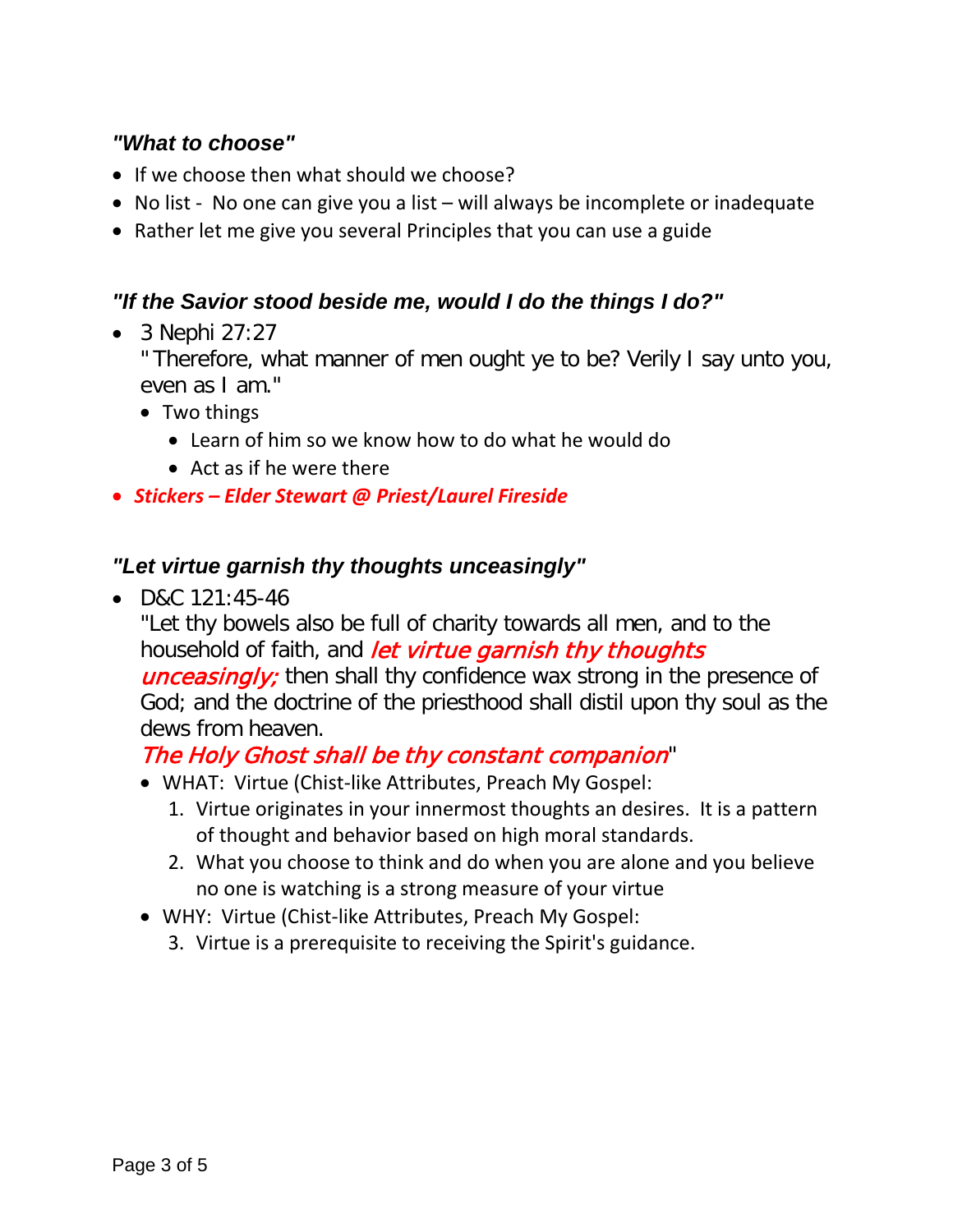### *"What to choose"*

- If we choose then what should we choose?
- No list - No one can give you a list – will always be incomplete or inadequate
- Rather let me give you several Principles that you can use a guide

### *"If the Savior stood beside me, would I do the things I do?"*

- 3 Nephi 27:27
  "Therefore, what manner of men ought ye to be? Verily I say unto you, even as I am."
  - Two things
    - Learn of him so we know how to do what he would do
    - Act as if he were there
- ***Stickers – Elder Stewart @ Priest/Laurel Fireside***

### *"Let virtue garnish thy thoughts unceasingly"*

- D&C 121:45-46
  "Let thy bowels also be full of charity towards all men, and to the household of faith, and *let virtue garnish thy thoughts unceasingly;* then shall thy confidence wax strong in the presence of God; and the doctrine of the priesthood shall distil upon thy soul as the dews from heaven.
  *The Holy Ghost shall be thy constant companion*"
  - WHAT: Virtue (Chist-like Attributes, Preach My Gospel:
    1. Virtue originates in your innermost thoughts an desires. It is a pattern of thought and behavior based on high moral standards.
    2. What you choose to think and do when you are alone and you believe no one is watching is a strong measure of your virtue
  - WHY: Virtue (Chist-like Attributes, Preach My Gospel:
    3. Virtue is a prerequisite to receiving the Spirit's guidance.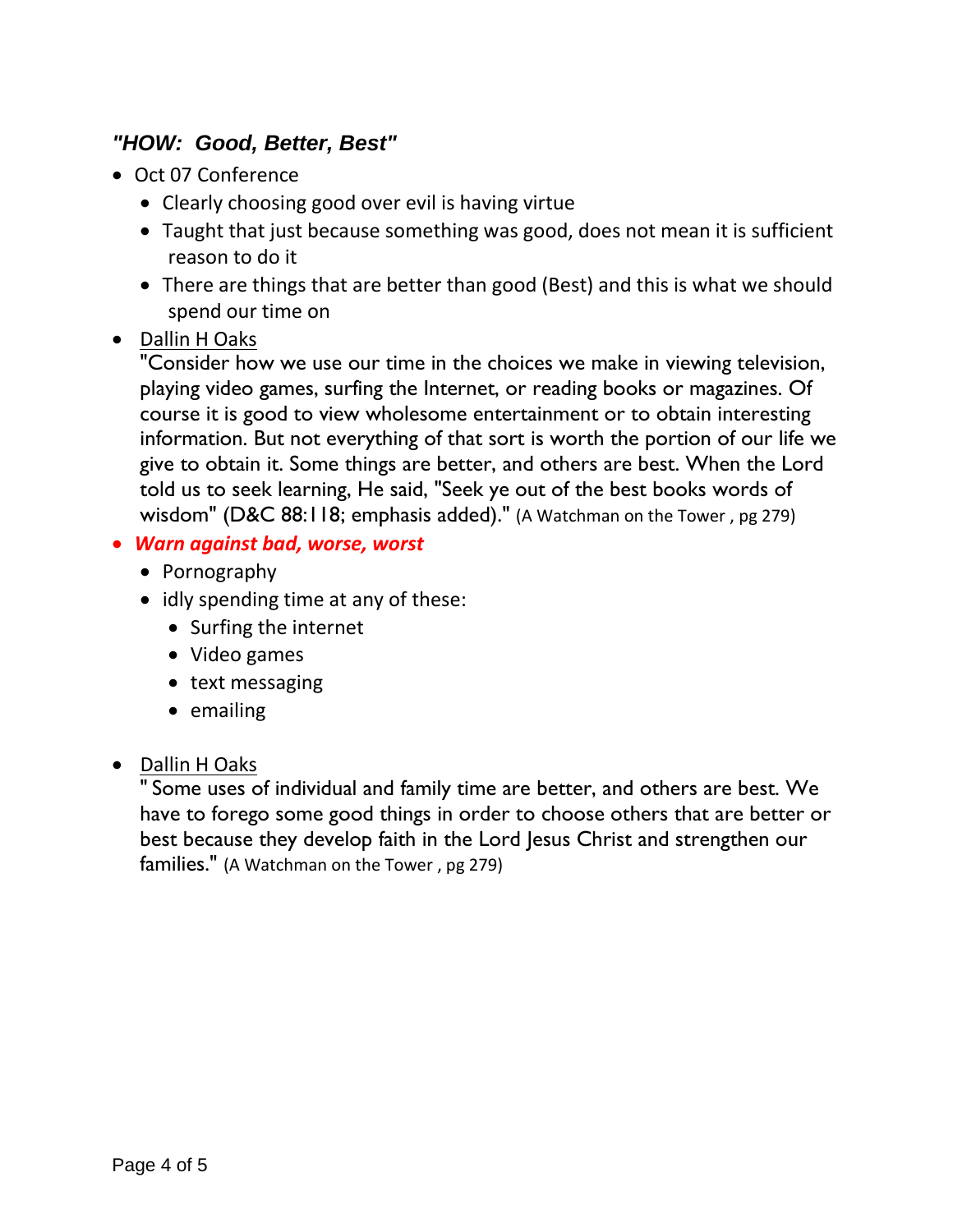### *"HOW: Good, Better, Best"*

- Oct 07 Conference
  - Clearly choosing good over evil is having virtue
  - Taught that just because something was good, does not mean it is sufficient reason to do it
  - There are things that are better than good (Best) and this is what we should spend our time on
- <u>Dallin H Oaks</u>
  "Consider how we use our time in the choices we make in viewing television, playing video games, surfing the Internet, or reading books or magazines. Of course it is good to view wholesome entertainment or to obtain interesting information. But not everything of that sort is worth the portion of our life we give to obtain it. Some things are better, and others are best. When the Lord told us to seek learning, He said, "Seek ye out of the best books words of wisdom" (D&C 88:118; emphasis added)." (A Watchman on the Tower , pg 279)
- ***Warn against bad, worse, worst***
  - Pornography
  - idly spending time at any of these:
    - Surfing the internet
    - Video games
    - text messaging
    - emailing
- <u>Dallin H Oaks</u>
  " Some uses of individual and family time are better, and others are best. We have to forego some good things in order to choose others that are better or best because they develop faith in the Lord Jesus Christ and strengthen our families." (A Watchman on the Tower , pg 279)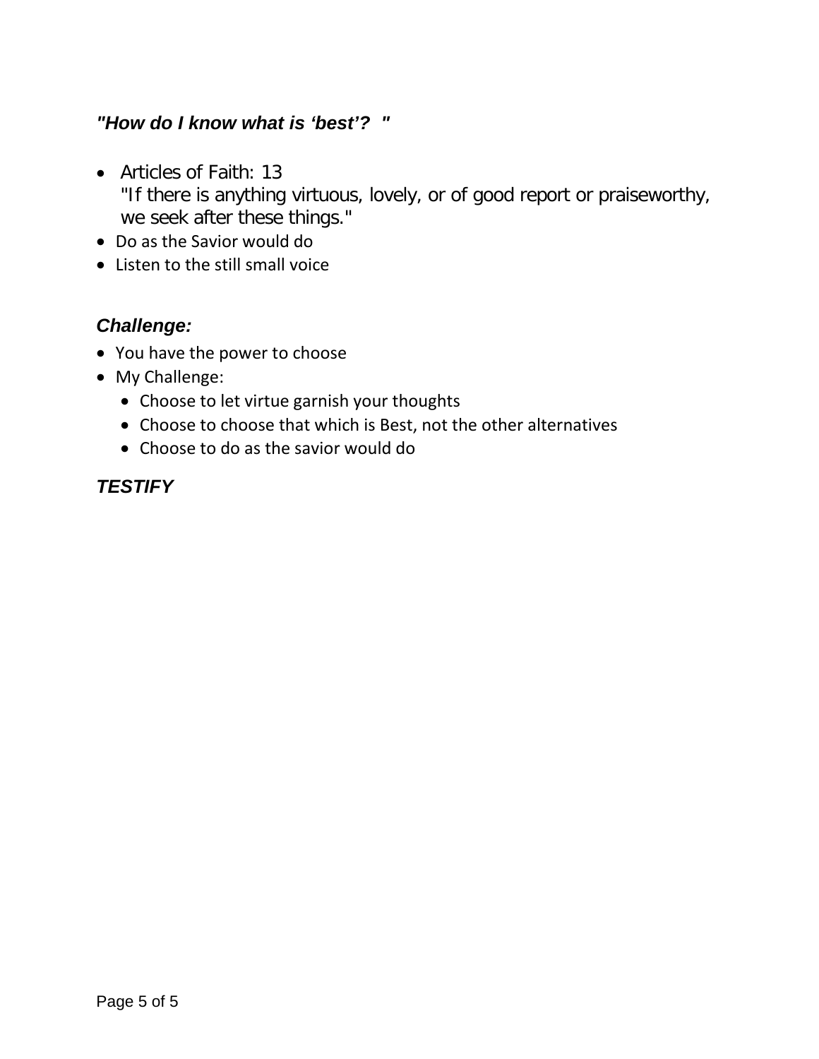### *"How do I know what is 'best'? "*

- Articles of Faith: 13
  "If there is anything virtuous, lovely, or of good report or praiseworthy, we seek after these things."
- Do as the Savior would do
- Listen to the still small voice

### *Challenge:*

- You have the power to choose
- My Challenge:
  - Choose to let virtue garnish your thoughts
  - Choose to choose that which is Best, not the other alternatives
  - Choose to do as the savior would do

### *TESTIFY*